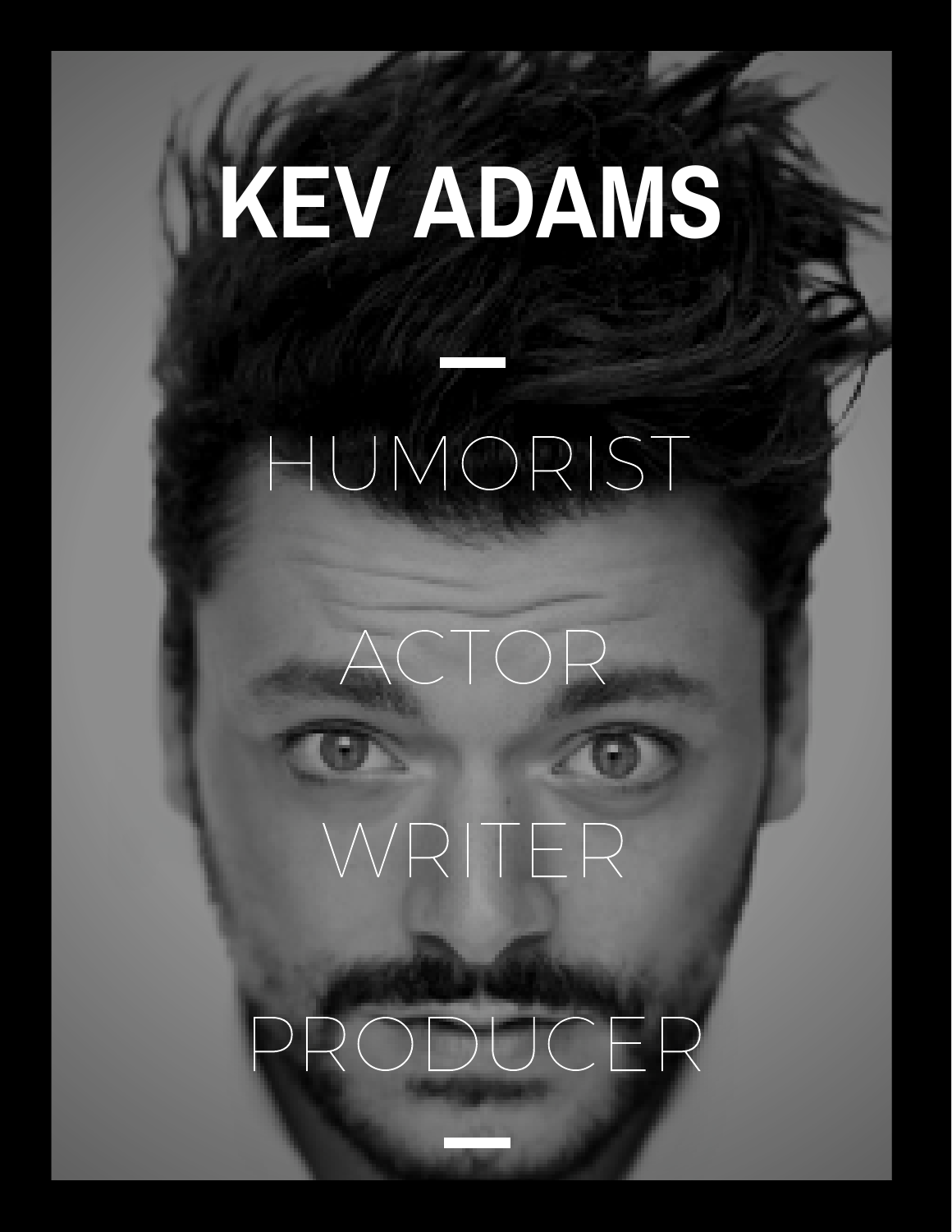# KEV ADAMS

—

HUMORIST

ACTOR

WRITER

PRODUCER

—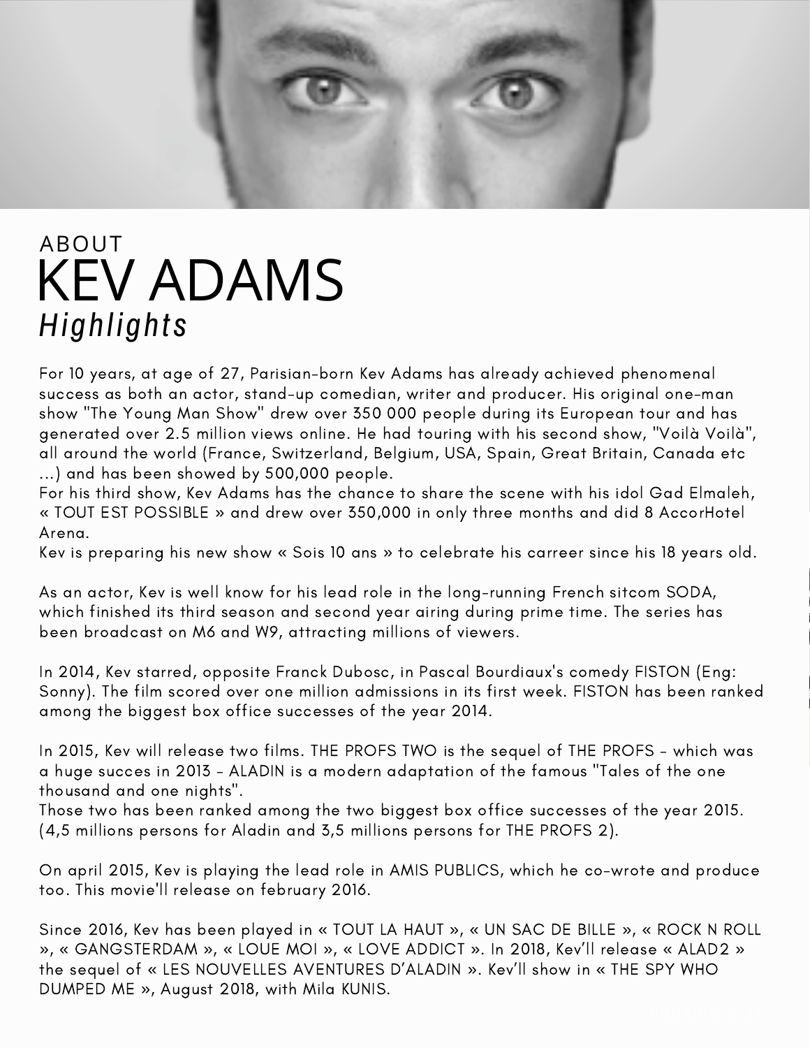ABOUT

# KEV ADAMS

## *Highlights*

For 10 years, at age of 27, Parisian-born Kev Adams has already achieved phenomenal success as both an actor, stand-up comedian, writer and producer. His original one-man show "The Young Man Show" drew over 350 000 people during its European tour and has generated over 2.5 million views online. He had touring with his second show, "Voilà Voilà", all around the world (France, Switzerland, Belgium, USA, Spain, Great Britain, Canada etc ...) and has been showed by 500,000 people.
For his third show, Kev Adams has the chance to share the scene with his idol Gad Elmaleh, « TOUT EST POSSIBLE » and drew over 350,000 in only three months and did 8 AccorHotel Arena.
Kev is preparing his new show « Sois 10 ans » to celebrate his carreer since his 18 years old.

As an actor, Kev is well know for his lead role in the long-running French sitcom SODA, which finished its third season and second year airing during prime time. The series has been broadcast on M6 and W9, attracting millions of viewers.

In 2014, Kev starred, opposite Franck Dubosc, in Pascal Bourdiaux's comedy FISTON (Eng: Sonny). The film scored over one million admissions in its first week. FISTON has been ranked among the biggest box office successes of the year 2014.

In 2015, Kev will release two films. THE PROFS TWO is the sequel of THE PROFS - which was a huge succes in 2013 - ALADIN is a modern adaptation of the famous "Tales of the one thousand and one nights".
Those two has been ranked among the two biggest box office successes of the year 2015. (4,5 millions persons for Aladin and 3,5 millions persons for THE PROFS 2).

On april 2015, Kev is playing the lead role in AMIS PUBLICS, which he co-wrote and produce too. This movie'll release on february 2016.

Since 2016, Kev has been played in « TOUT LA HAUT », « UN SAC DE BILLE », « ROCK N ROLL », « GANGSTERDAM », « LOUE MOI », « LOVE ADDICT ». In 2018, Kev'll release « ALAD2 » the sequel of « LES NOUVELLES AVENTURES D'ALADIN ». Kev'll show in « THE SPY WHO DUMPED ME », August 2018, with Mila KUNIS.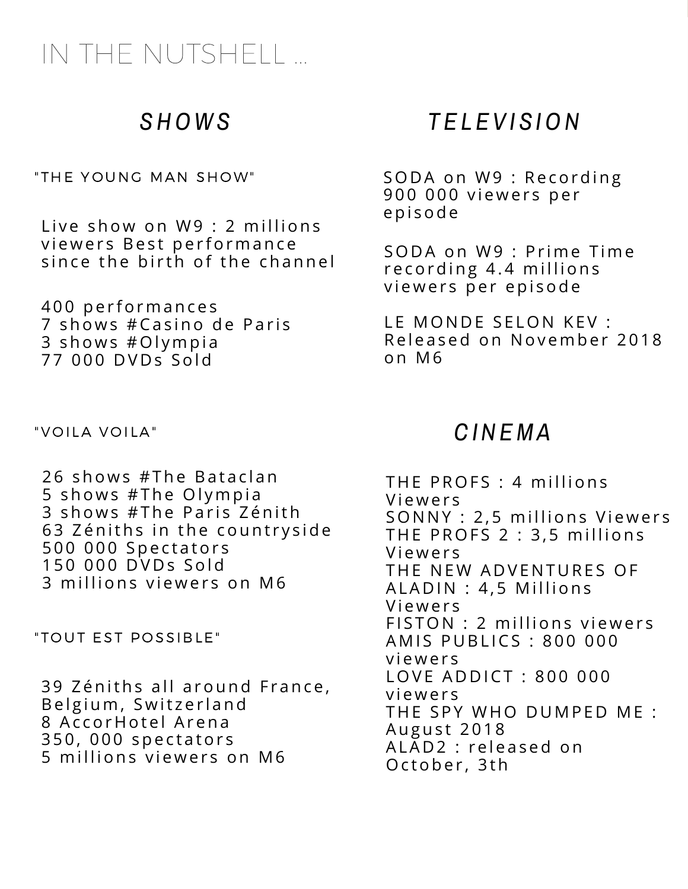# IN THE NUTSHELL ...

## *SHOWS*

### "THE YOUNG MAN SHOW"

Live show on W9 : 2 millions viewers Best performance since the birth of the channel

400 performances
7 shows #Casino de Paris
3 shows #Olympia
77 000 DVDs Sold

### "VOILA VOILA"

26 shows #The Bataclan
5 shows #The Olympia
3 shows #The Paris Zénith
63 Zéniths in the countryside
500 000 Spectators
150 000 DVDs Sold
3 millions viewers on M6

### "TOUT EST POSSIBLE"

39 Zéniths all around France, Belgium, Switzerland
8 AccorHotel Arena
350, 000 spectators
5 millions viewers on M6

## *TELEVISION*

SODA on W9 : Recording 900 000 viewers per episode

SODA on W9 : Prime Time recording 4.4 millions viewers per episode

LE MONDE SELON KEV : Released on November 2018 on M6

## *CINEMA*

THE PROFS : 4 millions Viewers
SONNY : 2,5 millions Viewers
THE PROFS 2 : 3,5 millions Viewers
THE NEW ADVENTURES OF ALADIN : 4,5 Millions Viewers
FISTON : 2 millions viewers
AMIS PUBLICS : 800 000 viewers
LOVE ADDICT : 800 000 viewers
THE SPY WHO DUMPED ME : August 2018
ALAD2 : released on October, 3th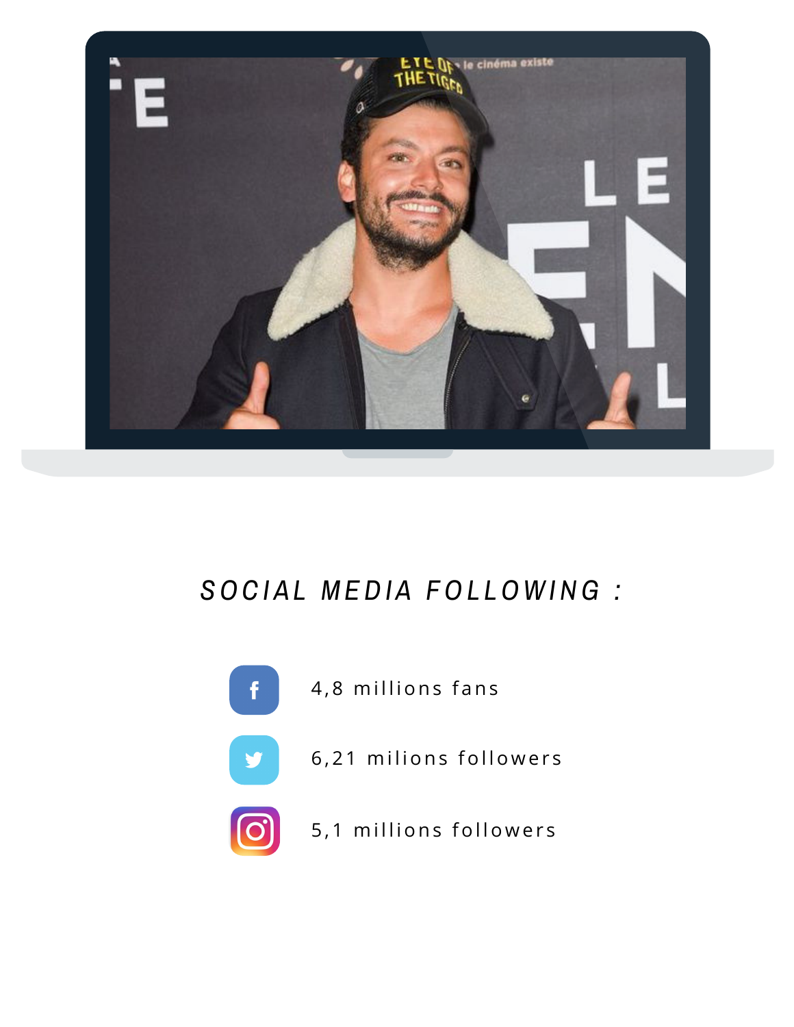## SOCIAL MEDIA FOLLOWING :

- 4,8 millions fans
- 6,21 milions followers
- 5,1 millions followers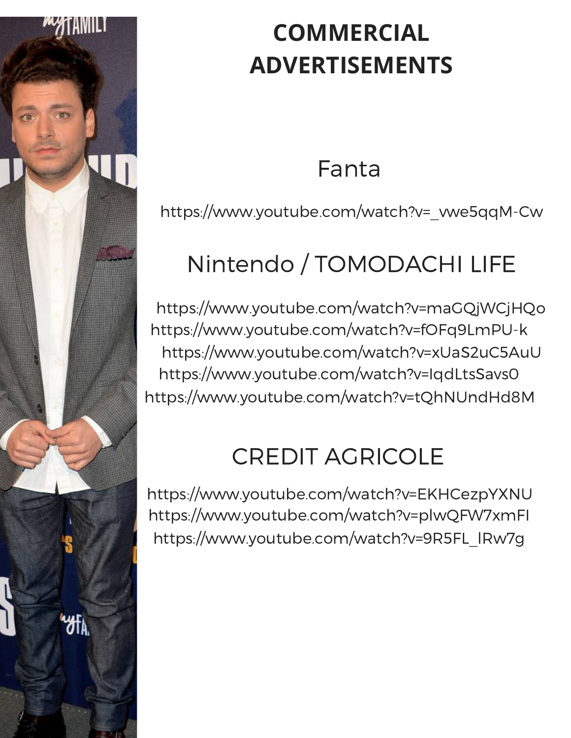# COMMERCIAL ADVERTISEMENTS

## Fanta

https://www.youtube.com/watch?v=_vwe5qqM-Cw

## Nintendo / TOMODACHI LIFE

https://www.youtube.com/watch?v=maGQjWCjHQo
https://www.youtube.com/watch?v=fOFq9LmPU-k
https://www.youtube.com/watch?v=xUaS2uC5AuU
https://www.youtube.com/watch?v=IqdLtsSavs0
https://www.youtube.com/watch?v=tQhNUndHd8M

## CREDIT AGRICOLE

https://www.youtube.com/watch?v=EKHCezpYXNU
https://www.youtube.com/watch?v=plwQFW7xmFI
https://www.youtube.com/watch?v=9R5FL_lRw7g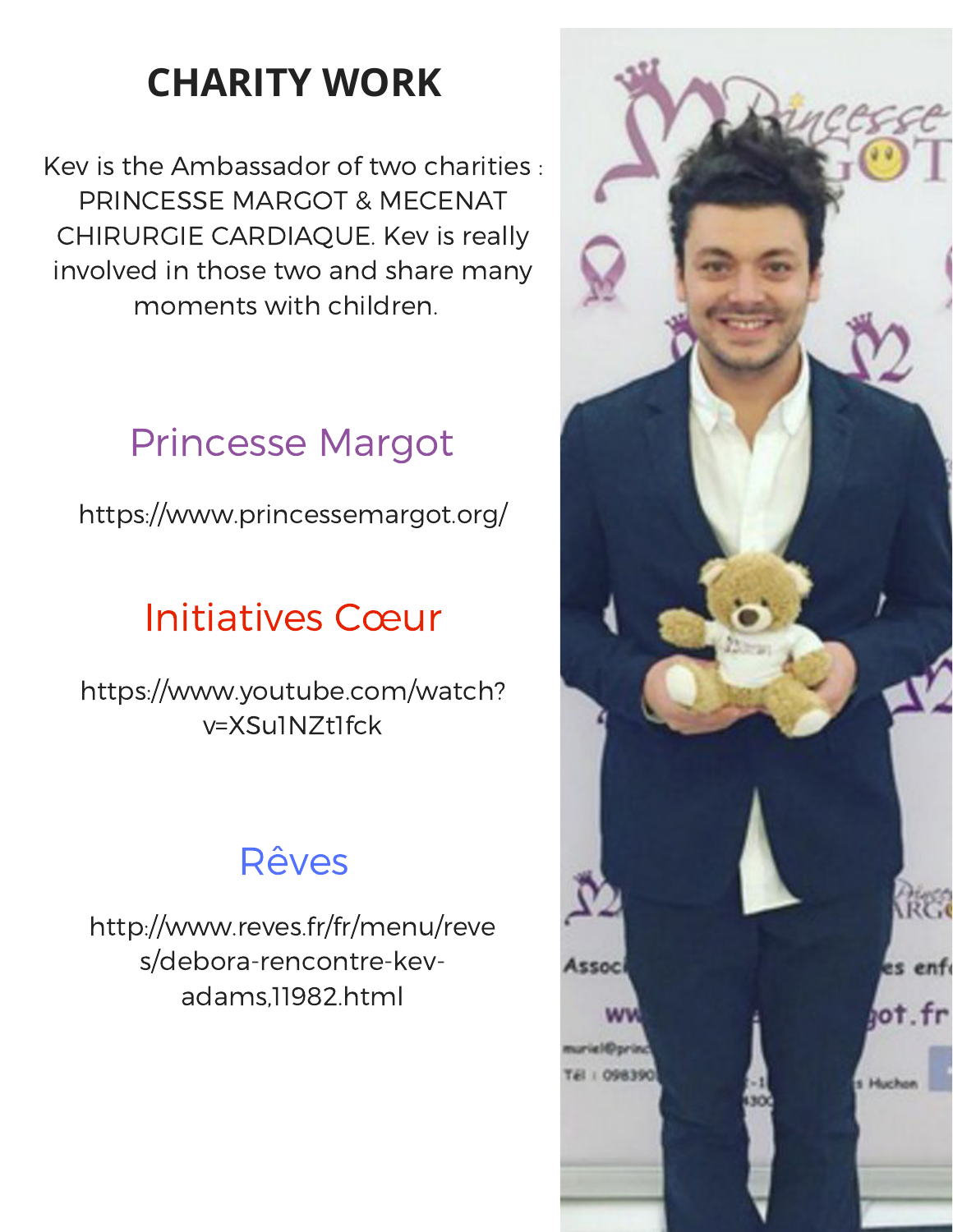# CHARITY WORK

Kev is the Ambassador of two charities : PRINCESSE MARGOT & MECENAT CHIRURGIE CARDIAQUE. Kev is really involved in those two and share many moments with children.

## Princesse Margot

https://www.princessemargot.org/

## Initiatives Cœur

https://www.youtube.com/watch?v=XSu1NZt1fck

## Rêves

http://www.reves.fr/fr/menu/reves/debora-rencontre-kev-adams,11982.html